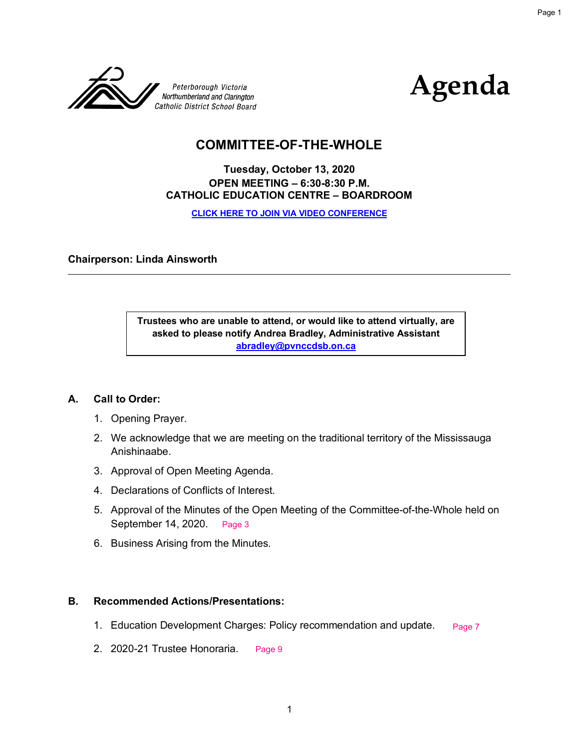Peterborough Victoria
Northumberland and Clarington
Catholic District School Board

# Agenda

## COMMITTEE-OF-THE-WHOLE

**Tuesday, October 13, 2020**
**OPEN MEETING – 6:30-8:30 P.M.**
**CATHOLIC EDUCATION CENTRE – BOARDROOM**

**CLICK HERE TO JOIN VIA VIDEO CONFERENCE**

**Chairperson: Linda Ainsworth**

---

**Trustees who are unable to attend, or would like to attend virtually, are asked to please notify Andrea Bradley, Administrative Assistant abradley@pvnccdsb.on.ca**

### A. Call to Order:

1. Opening Prayer.
2. We acknowledge that we are meeting on the traditional territory of the Mississauga Anishinaabe.
3. Approval of Open Meeting Agenda.
4. Declarations of Conflicts of Interest.
5. Approval of the Minutes of the Open Meeting of the Committee-of-the-Whole held on September 14, 2020. Page 3
6. Business Arising from the Minutes.

### B. Recommended Actions/Presentations:

1. Education Development Charges: Policy recommendation and update. Page 7
2. 2020-21 Trustee Honoraria. Page 9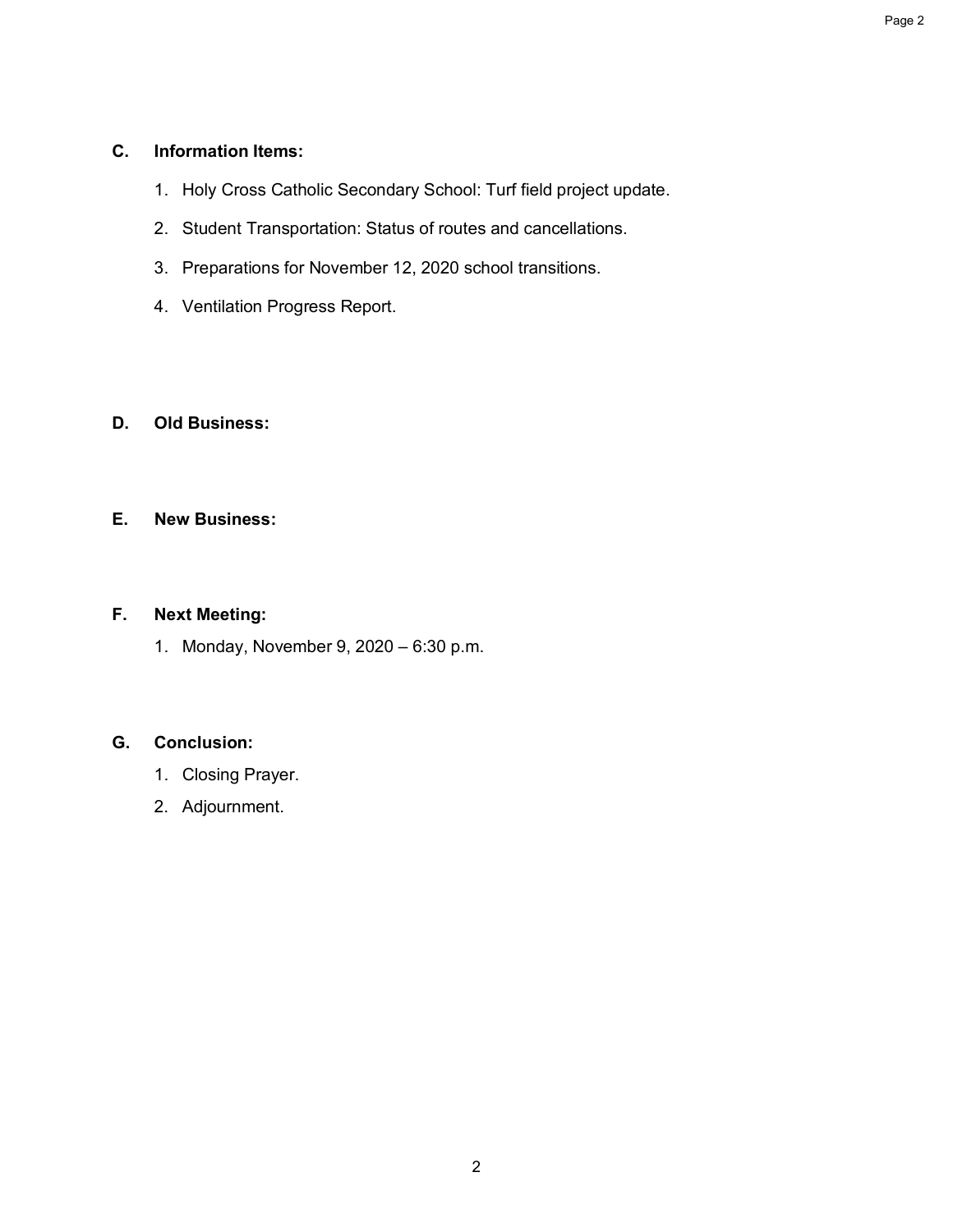## C. Information Items:

1. Holy Cross Catholic Secondary School: Turf field project update.
2. Student Transportation: Status of routes and cancellations.
3. Preparations for November 12, 2020 school transitions.
4. Ventilation Progress Report.

## D. Old Business:

## E. New Business:

## F. Next Meeting:

1. Monday, November 9, 2020 – 6:30 p.m.

## G. Conclusion:

1. Closing Prayer.
2. Adjournment.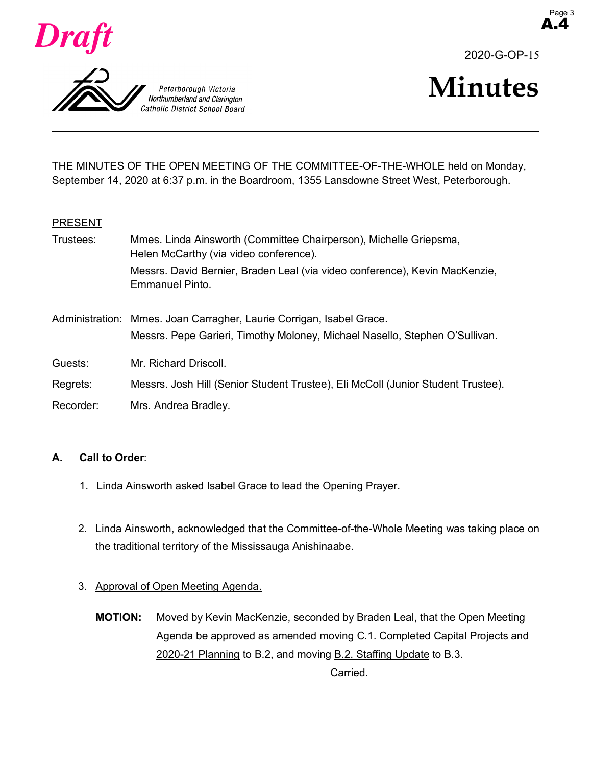*Draft*

A.4

2020-G-OP-15

Peterborough Victoria Northumberland and Clarington Catholic District School Board

# Minutes

THE MINUTES OF THE OPEN MEETING OF THE COMMITTEE-OF-THE-WHOLE held on Monday, September 14, 2020 at 6:37 p.m. in the Boardroom, 1355 Lansdowne Street West, Peterborough.

PRESENT

| | |
|---|---|
| Trustees: | Mmes. Linda Ainsworth (Committee Chairperson), Michelle Griepsma, Helen McCarthy (via video conference). Messrs. David Bernier, Braden Leal (via video conference), Kevin MacKenzie, Emmanuel Pinto. |
| Administration: | Mmes. Joan Carragher, Laurie Corrigan, Isabel Grace. Messrs. Pepe Garieri, Timothy Moloney, Michael Nasello, Stephen O'Sullivan. |
| Guests: | Mr. Richard Driscoll. |
| Regrets: | Messrs. Josh Hill (Senior Student Trustee), Eli McColl (Junior Student Trustee). |
| Recorder: | Mrs. Andrea Bradley. |

**A. Call to Order**:

1. Linda Ainsworth asked Isabel Grace to lead the Opening Prayer.

2. Linda Ainsworth, acknowledged that the Committee-of-the-Whole Meeting was taking place on the traditional territory of the Mississauga Anishinaabe.

3. Approval of Open Meeting Agenda.

**MOTION:** Moved by Kevin MacKenzie, seconded by Braden Leal, that the Open Meeting Agenda be approved as amended moving C.1. Completed Capital Projects and 2020-21 Planning to B.2, and moving B.2. Staffing Update to B.3.

Carried.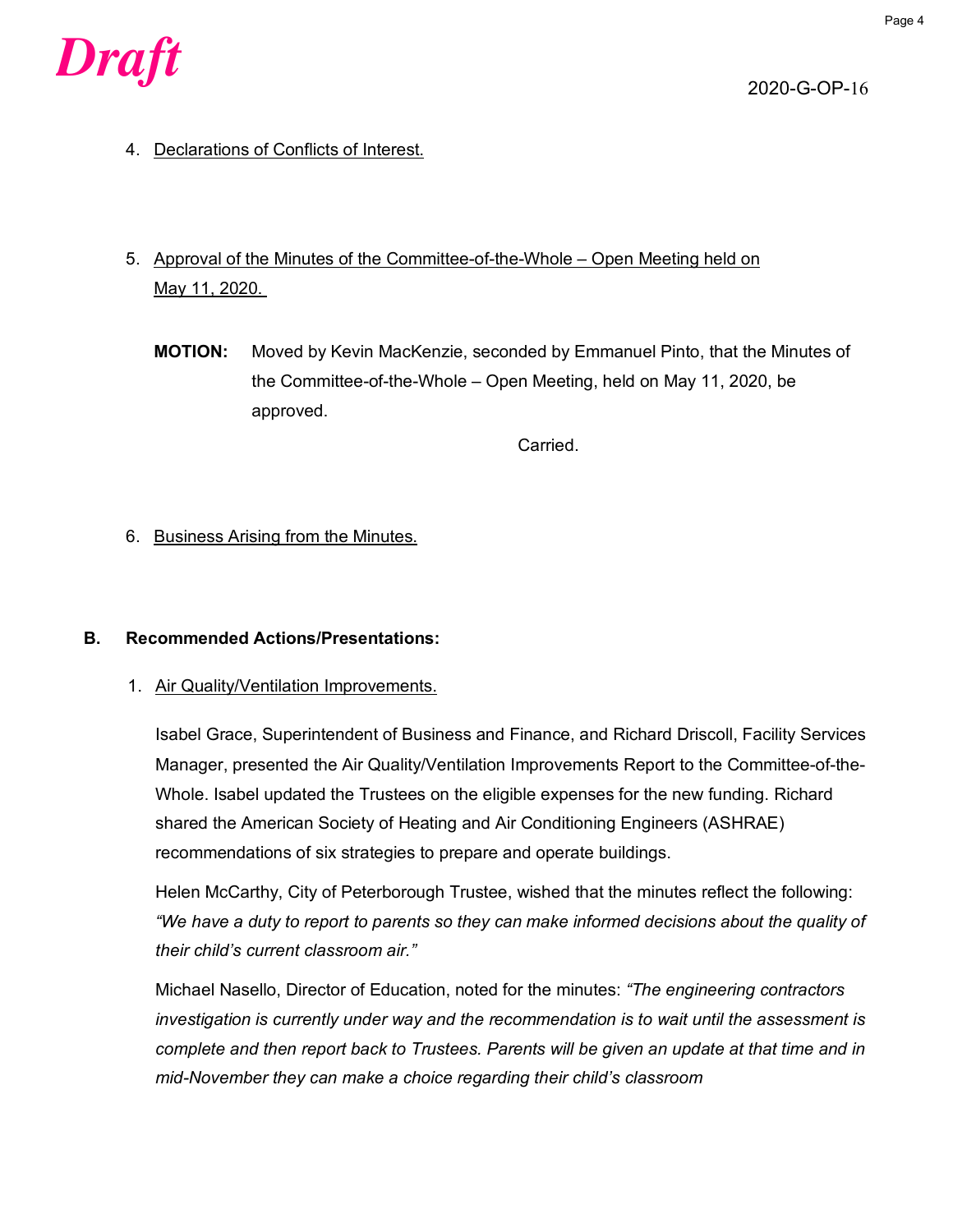*Draft*

2020-G-OP-16

4. Declarations of Conflicts of Interest.

5. Approval of the Minutes of the Committee-of-the-Whole – Open Meeting held on May 11, 2020.

**MOTION:** Moved by Kevin MacKenzie, seconded by Emmanuel Pinto, that the Minutes of the Committee-of-the-Whole – Open Meeting, held on May 11, 2020, be approved.

Carried.

6. Business Arising from the Minutes.

**B. Recommended Actions/Presentations:**

1. Air Quality/Ventilation Improvements.

Isabel Grace, Superintendent of Business and Finance, and Richard Driscoll, Facility Services Manager, presented the Air Quality/Ventilation Improvements Report to the Committee-of-the-Whole. Isabel updated the Trustees on the eligible expenses for the new funding. Richard shared the American Society of Heating and Air Conditioning Engineers (ASHRAE) recommendations of six strategies to prepare and operate buildings.

Helen McCarthy, City of Peterborough Trustee, wished that the minutes reflect the following: *"We have a duty to report to parents so they can make informed decisions about the quality of their child's current classroom air."*

Michael Nasello, Director of Education, noted for the minutes: *"The engineering contractors investigation is currently under way and the recommendation is to wait until the assessment is complete and then report back to Trustees. Parents will be given an update at that time and in mid-November they can make a choice regarding their child's classroom*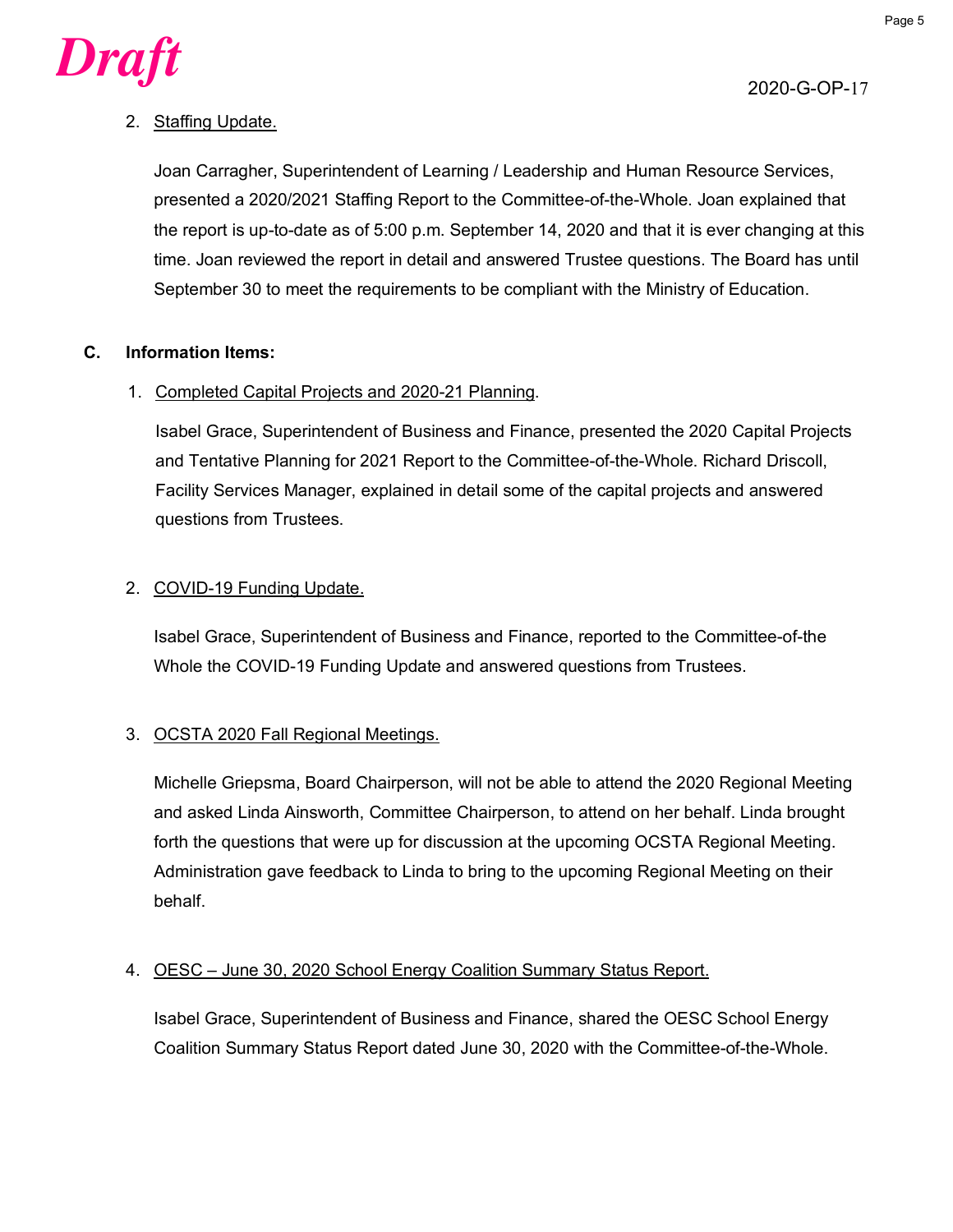*Draft*

2020-G-OP-17

2. Staffing Update.

   Joan Carragher, Superintendent of Learning / Leadership and Human Resource Services, presented a 2020/2021 Staffing Report to the Committee-of-the-Whole. Joan explained that the report is up-to-date as of 5:00 p.m. September 14, 2020 and that it is ever changing at this time. Joan reviewed the report in detail and answered Trustee questions. The Board has until September 30 to meet the requirements to be compliant with the Ministry of Education.

**C. Information Items:**

1. Completed Capital Projects and 2020-21 Planning.

   Isabel Grace, Superintendent of Business and Finance, presented the 2020 Capital Projects and Tentative Planning for 2021 Report to the Committee-of-the-Whole. Richard Driscoll, Facility Services Manager, explained in detail some of the capital projects and answered questions from Trustees.

2. COVID-19 Funding Update.

   Isabel Grace, Superintendent of Business and Finance, reported to the Committee-of-the Whole the COVID-19 Funding Update and answered questions from Trustees.

3. OCSTA 2020 Fall Regional Meetings.

   Michelle Griepsma, Board Chairperson, will not be able to attend the 2020 Regional Meeting and asked Linda Ainsworth, Committee Chairperson, to attend on her behalf. Linda brought forth the questions that were up for discussion at the upcoming OCSTA Regional Meeting. Administration gave feedback to Linda to bring to the upcoming Regional Meeting on their behalf.

4. OESC – June 30, 2020 School Energy Coalition Summary Status Report.

   Isabel Grace, Superintendent of Business and Finance, shared the OESC School Energy Coalition Summary Status Report dated June 30, 2020 with the Committee-of-the-Whole.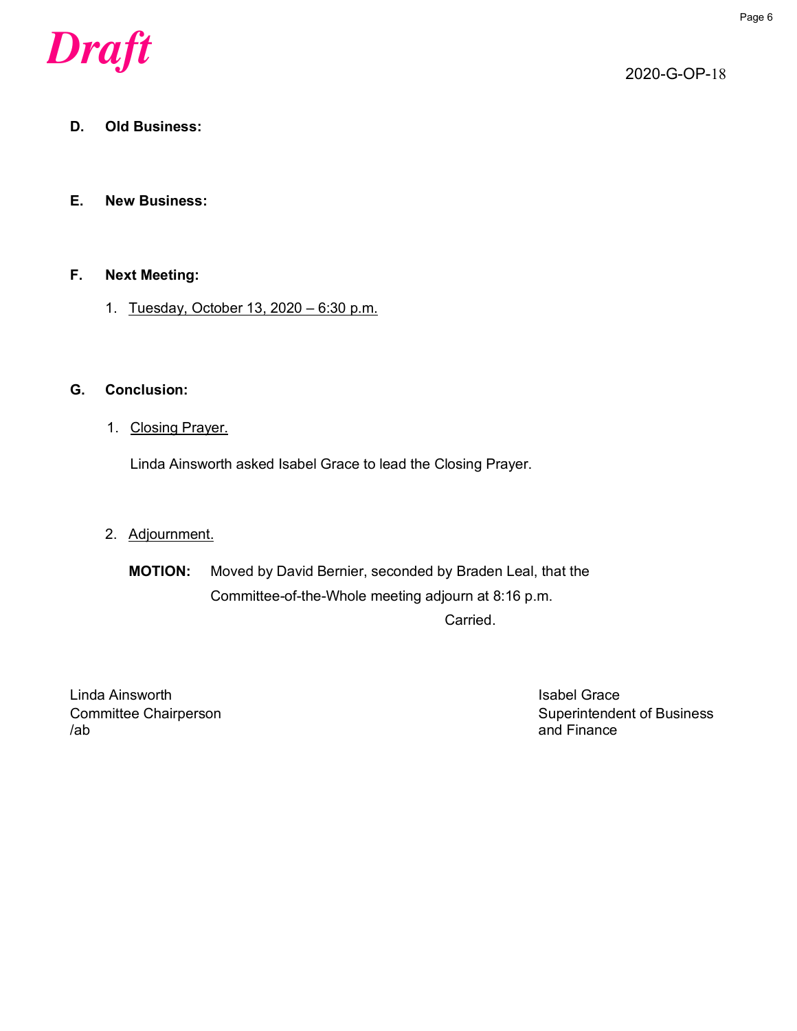*Draft*

2020-G-OP-18

**D. Old Business:**

**E. New Business:**

**F. Next Meeting:**

1. Tuesday, October 13, 2020 – 6:30 p.m.

**G. Conclusion:**

1. Closing Prayer.

   Linda Ainsworth asked Isabel Grace to lead the Closing Prayer.

2. Adjournment.

   **MOTION:** Moved by David Bernier, seconded by Braden Leal, that the Committee-of-the-Whole meeting adjourn at 8:16 p.m.

   Carried.

Linda Ainsworth
Committee Chairperson
/ab

Isabel Grace
Superintendent of Business and Finance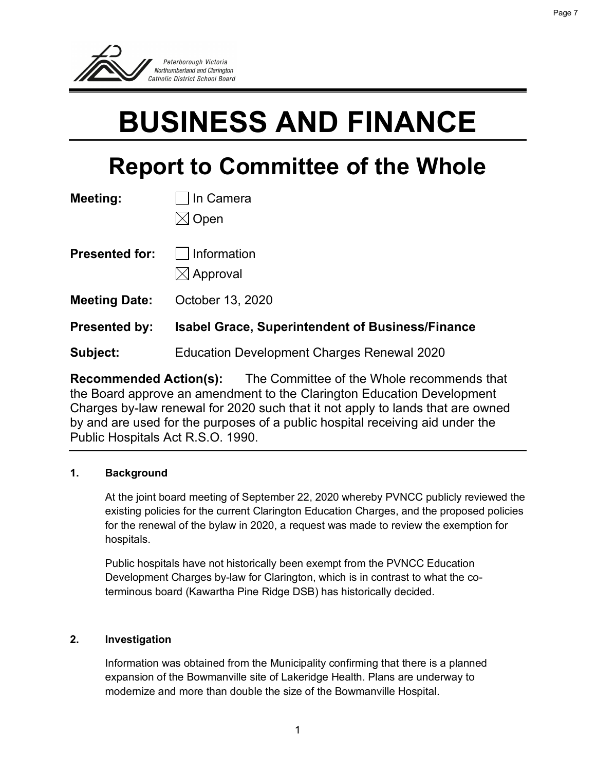Peterborough Victoria
Northumberland and Clarington
Catholic District School Board

# BUSINESS AND FINANCE

## Report to Committee of the Whole

**Meeting:** ☐ In Camera
☒ Open

**Presented for:** ☐ Information
☒ Approval

**Meeting Date:** October 13, 2020

**Presented by:** **Isabel Grace, Superintendent of Business/Finance**

**Subject:** Education Development Charges Renewal 2020

**Recommended Action(s):** The Committee of the Whole recommends that the Board approve an amendment to the Clarington Education Development Charges by-law renewal for 2020 such that it not apply to lands that are owned by and are used for the purposes of a public hospital receiving aid under the Public Hospitals Act R.S.O. 1990.

### 1. Background

At the joint board meeting of September 22, 2020 whereby PVNCC publicly reviewed the existing policies for the current Clarington Education Charges, and the proposed policies for the renewal of the bylaw in 2020, a request was made to review the exemption for hospitals.

Public hospitals have not historically been exempt from the PVNCC Education Development Charges by-law for Clarington, which is in contrast to what the co-terminous board (Kawartha Pine Ridge DSB) has historically decided.

### 2. Investigation

Information was obtained from the Municipality confirming that there is a planned expansion of the Bowmanville site of Lakeridge Health. Plans are underway to modernize and more than double the size of the Bowmanville Hospital.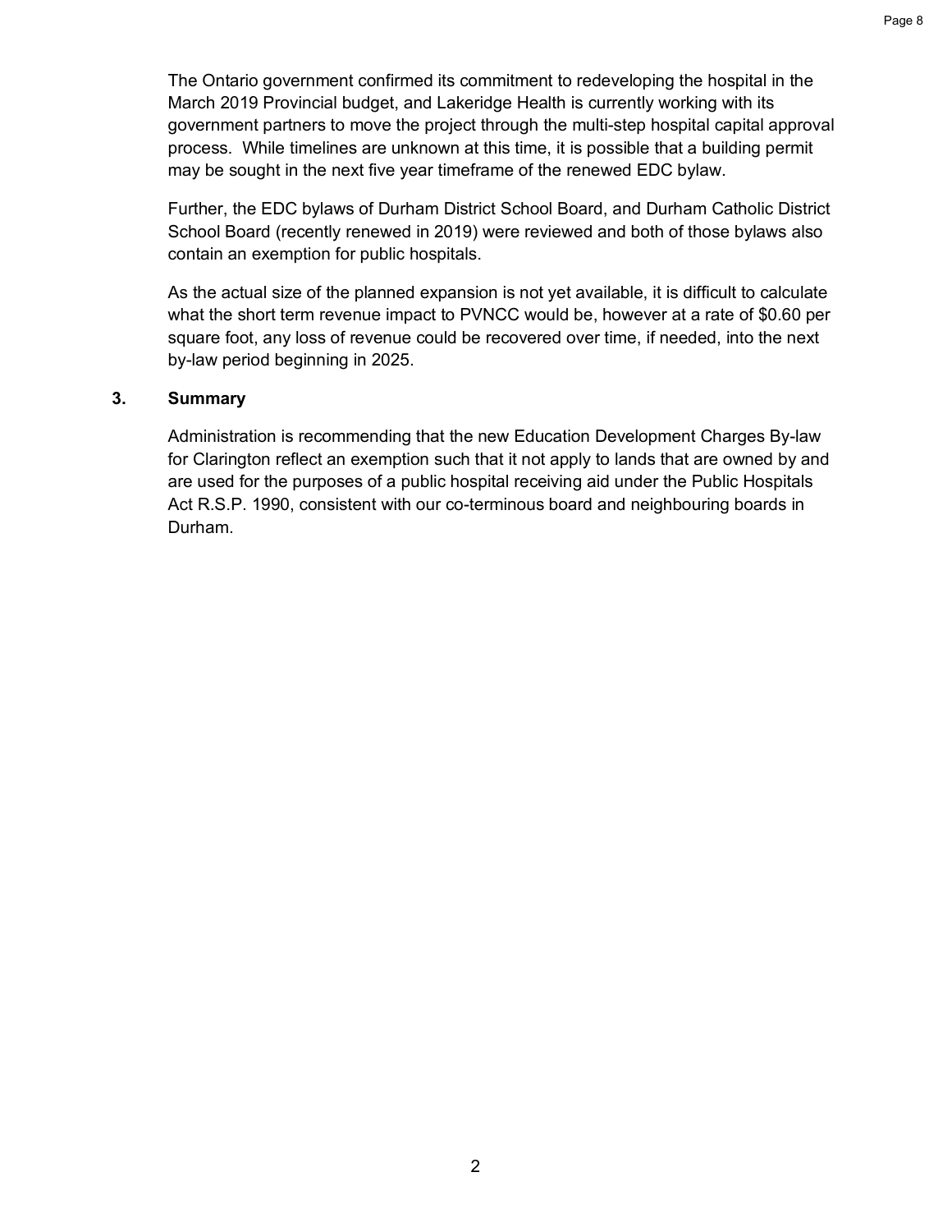The Ontario government confirmed its commitment to redeveloping the hospital in the March 2019 Provincial budget, and Lakeridge Health is currently working with its government partners to move the project through the multi-step hospital capital approval process. While timelines are unknown at this time, it is possible that a building permit may be sought in the next five year timeframe of the renewed EDC bylaw.

Further, the EDC bylaws of Durham District School Board, and Durham Catholic District School Board (recently renewed in 2019) were reviewed and both of those bylaws also contain an exemption for public hospitals.

As the actual size of the planned expansion is not yet available, it is difficult to calculate what the short term revenue impact to PVNCC would be, however at a rate of $0.60 per square foot, any loss of revenue could be recovered over time, if needed, into the next by-law period beginning in 2025.

## 3. Summary

Administration is recommending that the new Education Development Charges By-law for Clarington reflect an exemption such that it not apply to lands that are owned by and are used for the purposes of a public hospital receiving aid under the Public Hospitals Act R.S.P. 1990, consistent with our co-terminous board and neighbouring boards in Durham.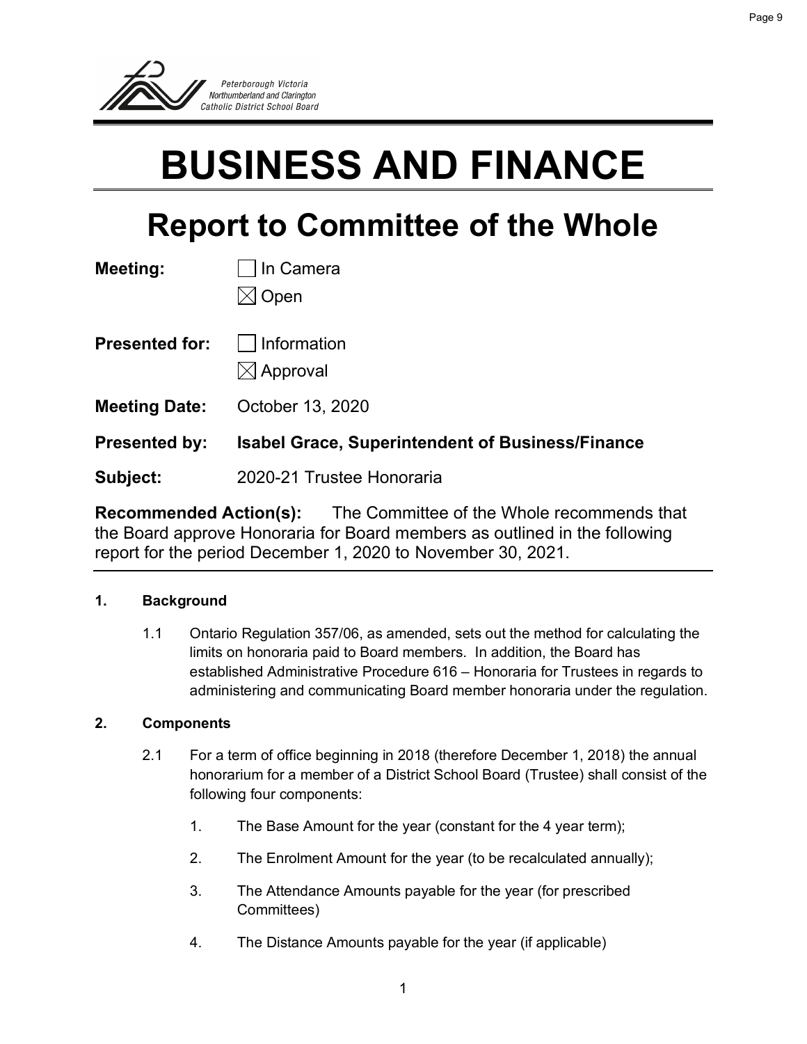Peterborough Victoria Northumberland and Clarington Catholic District School Board

# BUSINESS AND FINANCE

## Report to Committee of the Whole

**Meeting:** ☐ In Camera
☒ Open

**Presented for:** ☐ Information
☒ Approval

**Meeting Date:** October 13, 2020

**Presented by:** **Isabel Grace, Superintendent of Business/Finance**

**Subject:** 2020-21 Trustee Honoraria

**Recommended Action(s):** The Committee of the Whole recommends that the Board approve Honoraria for Board members as outlined in the following report for the period December 1, 2020 to November 30, 2021.

---

### 1. Background

1.1 Ontario Regulation 357/06, as amended, sets out the method for calculating the limits on honoraria paid to Board members. In addition, the Board has established Administrative Procedure 616 – Honoraria for Trustees in regards to administering and communicating Board member honoraria under the regulation.

### 2. Components

2.1 For a term of office beginning in 2018 (therefore December 1, 2018) the annual honorarium for a member of a District School Board (Trustee) shall consist of the following four components:

1. The Base Amount for the year (constant for the 4 year term);
2. The Enrolment Amount for the year (to be recalculated annually);
3. The Attendance Amounts payable for the year (for prescribed Committees)
4. The Distance Amounts payable for the year (if applicable)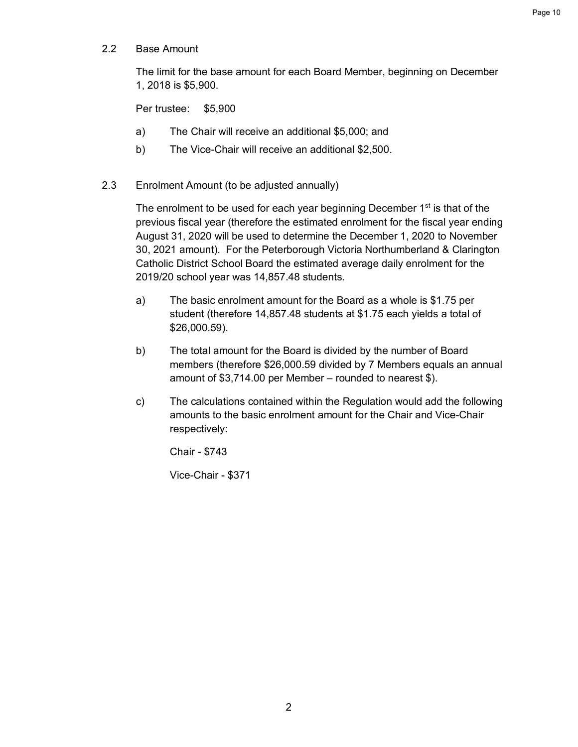## 2.2 Base Amount

The limit for the base amount for each Board Member, beginning on December 1, 2018 is $5,900.

Per trustee: $5,900

a) The Chair will receive an additional $5,000; and

b) The Vice-Chair will receive an additional $2,500.

## 2.3 Enrolment Amount (to be adjusted annually)

The enrolment to be used for each year beginning December 1st is that of the previous fiscal year (therefore the estimated enrolment for the fiscal year ending August 31, 2020 will be used to determine the December 1, 2020 to November 30, 2021 amount). For the Peterborough Victoria Northumberland & Clarington Catholic District School Board the estimated average daily enrolment for the 2019/20 school year was 14,857.48 students.

a) The basic enrolment amount for the Board as a whole is $1.75 per student (therefore 14,857.48 students at $1.75 each yields a total of $26,000.59).

b) The total amount for the Board is divided by the number of Board members (therefore $26,000.59 divided by 7 Members equals an annual amount of $3,714.00 per Member – rounded to nearest $).

c) The calculations contained within the Regulation would add the following amounts to the basic enrolment amount for the Chair and Vice-Chair respectively:

Chair - $743

Vice-Chair - $371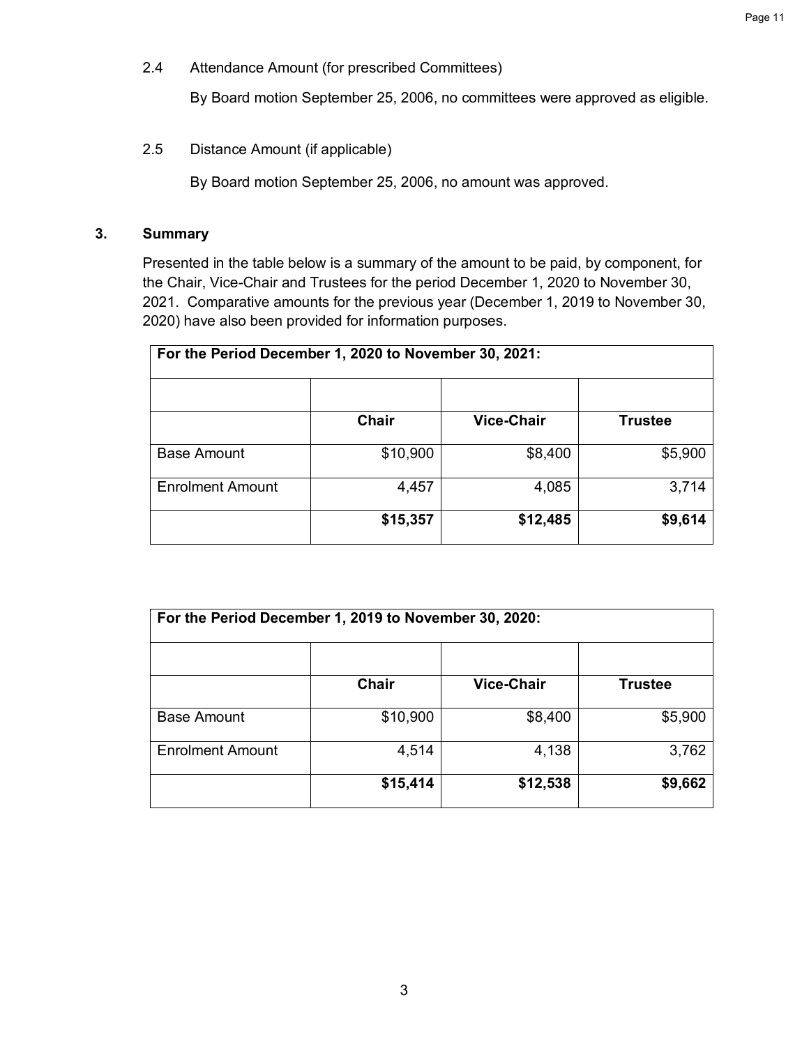2.4 Attendance Amount (for prescribed Committees)

By Board motion September 25, 2006, no committees were approved as eligible.

2.5 Distance Amount (if applicable)

By Board motion September 25, 2006, no amount was approved.

**3. Summary**

Presented in the table below is a summary of the amount to be paid, by component, for the Chair, Vice-Chair and Trustees for the period December 1, 2020 to November 30, 2021. Comparative amounts for the previous year (December 1, 2019 to November 30, 2020) have also been provided for information purposes.

| **For the Period December 1, 2020 to November 30, 2021:** | | | |
|---|---|---|---|
| | | | |
| | **Chair** | **Vice-Chair** | **Trustee** |
| Base Amount | $10,900 | $8,400 | $5,900 |
| Enrolment Amount | 4,457 | 4,085 | 3,714 |
| | **$15,357** | **$12,485** | **$9,614** |

| **For the Period December 1, 2019 to November 30, 2020:** | | | |
|---|---|---|---|
| | | | |
| | **Chair** | **Vice-Chair** | **Trustee** |
| Base Amount | $10,900 | $8,400 | $5,900 |
| Enrolment Amount | 4,514 | 4,138 | 3,762 |
| | **$15,414** | **$12,538** | **$9,662** |